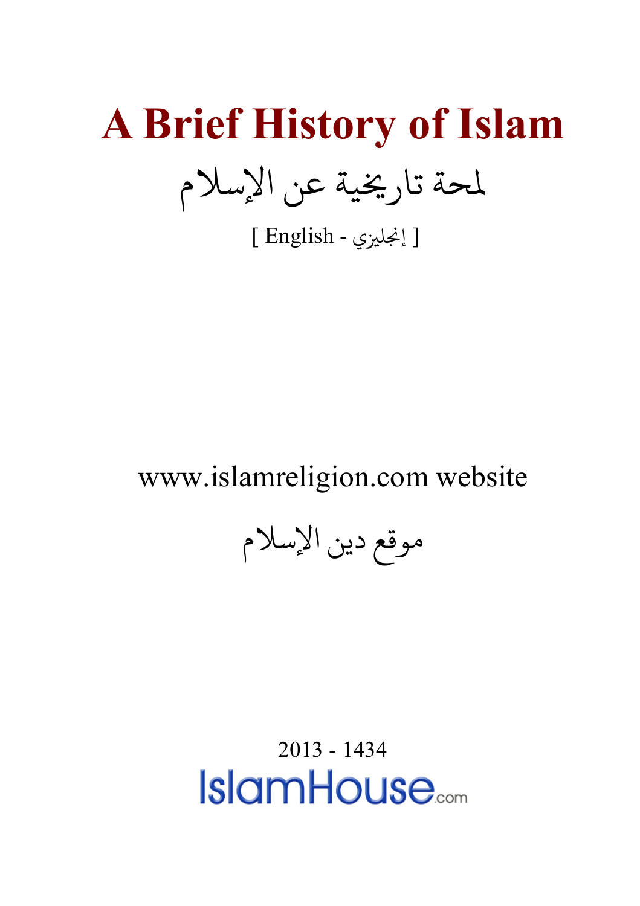# A Brief History of Islam

لمحة تاريخية عن الإسلام

[ English - إنجليزي ]

www.islamreligion.com website

موقع دين الإسلام

2013 - 1434

IslamHouse.com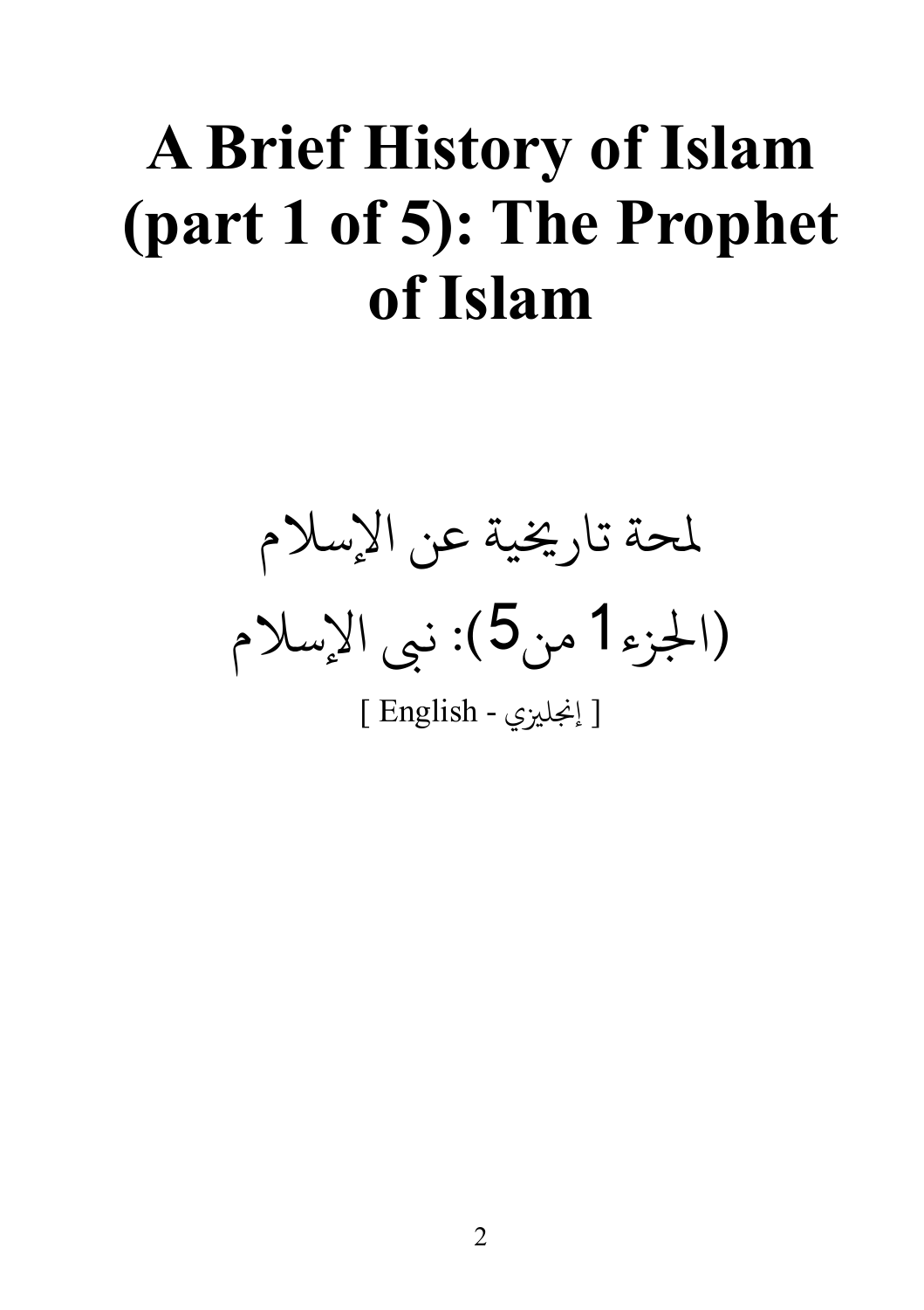# A Brief History of Islam (part 1 of 5): The Prophet of Islam

لمحة تاريخية عن الإسلام

(الجزء1 من5): نبي الإسلام

[ English - إنجليزي ]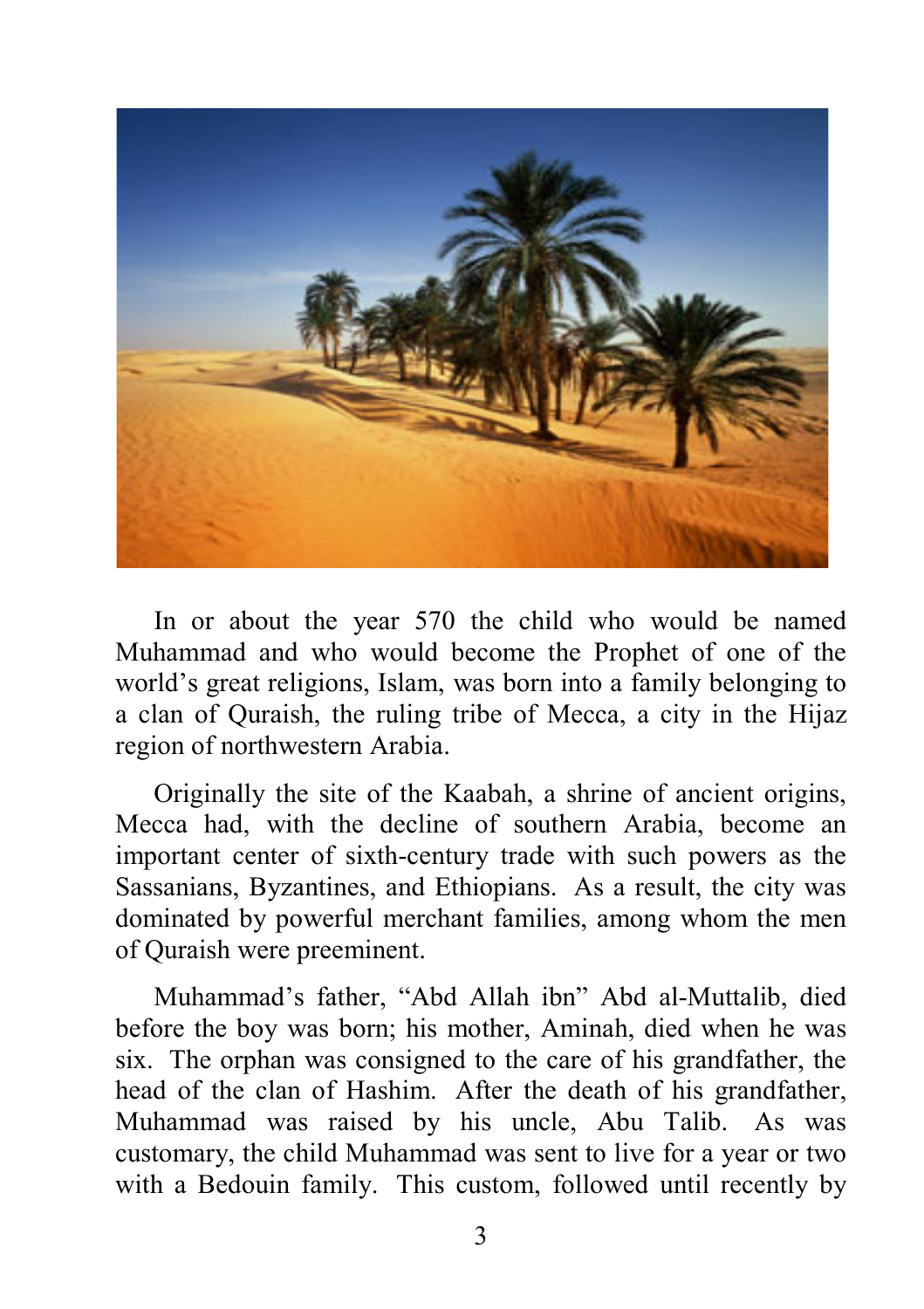In or about the year 570 the child who would be named Muhammad and who would become the Prophet of one of the world's great religions, Islam, was born into a family belonging to a clan of Quraish, the ruling tribe of Mecca, a city in the Hijaz region of northwestern Arabia.

Originally the site of the Kaabah, a shrine of ancient origins, Mecca had, with the decline of southern Arabia, become an important center of sixth-century trade with such powers as the Sassanians, Byzantines, and Ethiopians. As a result, the city was dominated by powerful merchant families, among whom the men of Quraish were preeminent.

Muhammad's father, "Abd Allah ibn" Abd al-Muttalib, died before the boy was born; his mother, Aminah, died when he was six. The orphan was consigned to the care of his grandfather, the head of the clan of Hashim. After the death of his grandfather, Muhammad was raised by his uncle, Abu Talib. As was customary, the child Muhammad was sent to live for a year or two with a Bedouin family. This custom, followed until recently by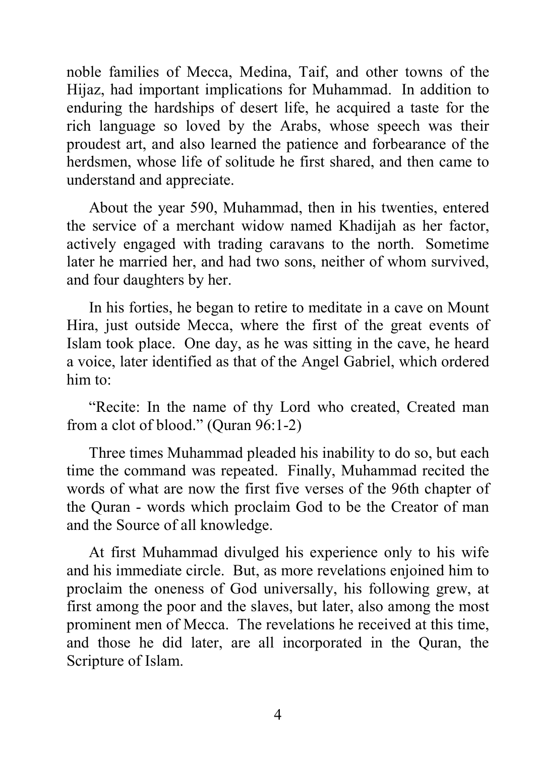noble families of Mecca, Medina, Taif, and other towns of the Hijaz, had important implications for Muhammad. In addition to enduring the hardships of desert life, he acquired a taste for the rich language so loved by the Arabs, whose speech was their proudest art, and also learned the patience and forbearance of the herdsmen, whose life of solitude he first shared, and then came to understand and appreciate.

About the year 590, Muhammad, then in his twenties, entered the service of a merchant widow named Khadijah as her factor, actively engaged with trading caravans to the north. Sometime later he married her, and had two sons, neither of whom survived, and four daughters by her.

In his forties, he began to retire to meditate in a cave on Mount Hira, just outside Mecca, where the first of the great events of Islam took place. One day, as he was sitting in the cave, he heard a voice, later identified as that of the Angel Gabriel, which ordered him to:

"Recite: In the name of thy Lord who created, Created man from a clot of blood." (Quran 96:1-2)

Three times Muhammad pleaded his inability to do so, but each time the command was repeated. Finally, Muhammad recited the words of what are now the first five verses of the 96th chapter of the Quran - words which proclaim God to be the Creator of man and the Source of all knowledge.

At first Muhammad divulged his experience only to his wife and his immediate circle. But, as more revelations enjoined him to proclaim the oneness of God universally, his following grew, at first among the poor and the slaves, but later, also among the most prominent men of Mecca. The revelations he received at this time, and those he did later, are all incorporated in the Quran, the Scripture of Islam.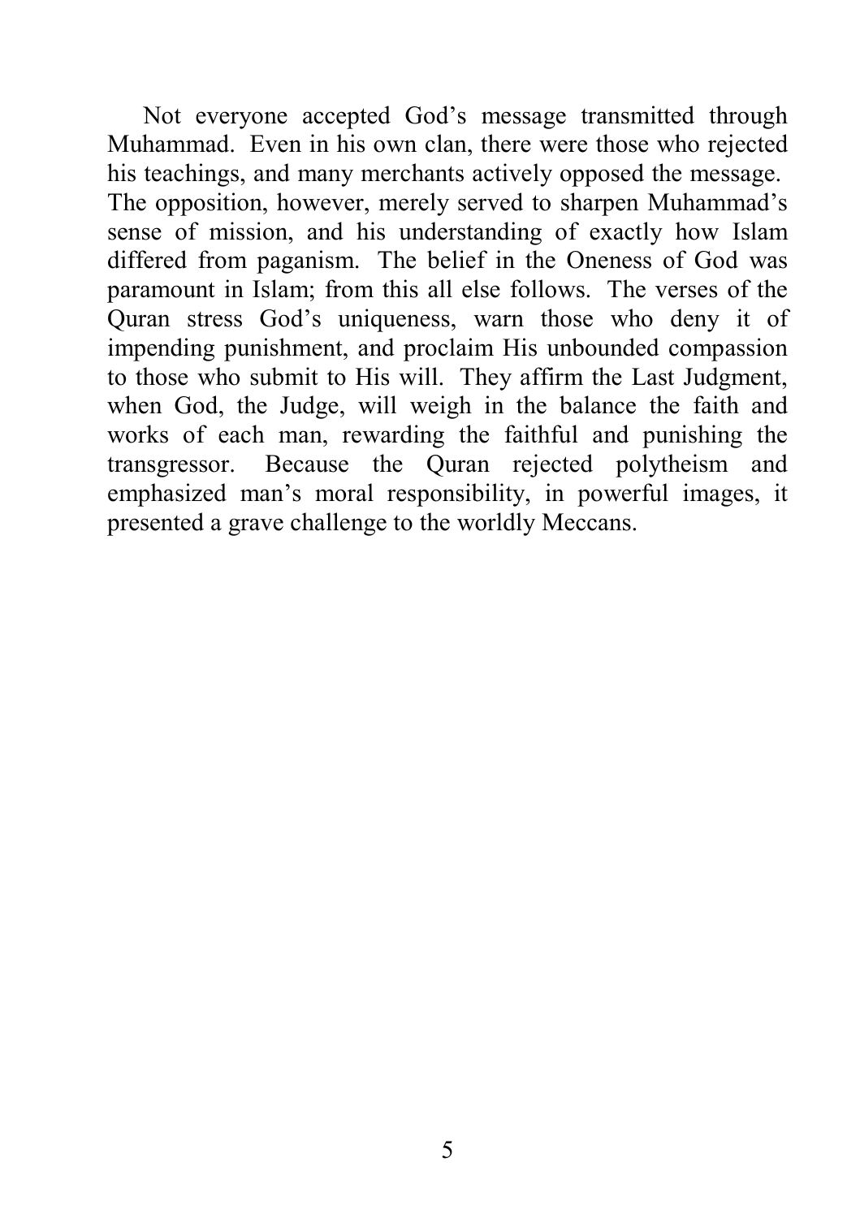Not everyone accepted God's message transmitted through Muhammad. Even in his own clan, there were those who rejected his teachings, and many merchants actively opposed the message. The opposition, however, merely served to sharpen Muhammad's sense of mission, and his understanding of exactly how Islam differed from paganism. The belief in the Oneness of God was paramount in Islam; from this all else follows. The verses of the Quran stress God's uniqueness, warn those who deny it of impending punishment, and proclaim His unbounded compassion to those who submit to His will. They affirm the Last Judgment, when God, the Judge, will weigh in the balance the faith and works of each man, rewarding the faithful and punishing the transgressor. Because the Quran rejected polytheism and emphasized man's moral responsibility, in powerful images, it presented a grave challenge to the worldly Meccans.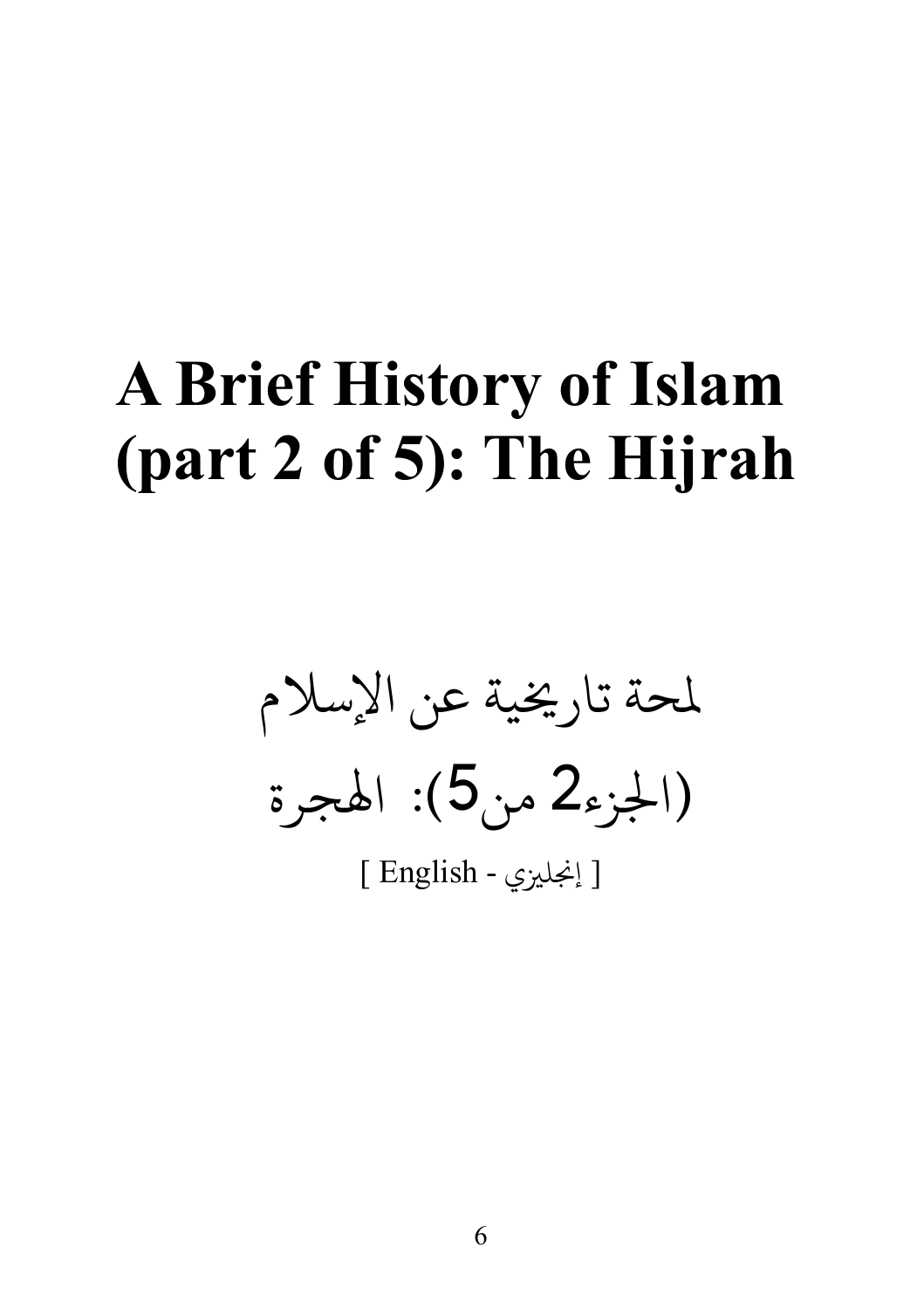# A Brief History of Islam (part 2 of 5): The Hijrah

لمحة تاريخية عن الإسلام

(الجزء2 من5): الهجرة

[ English - إنجليزي ]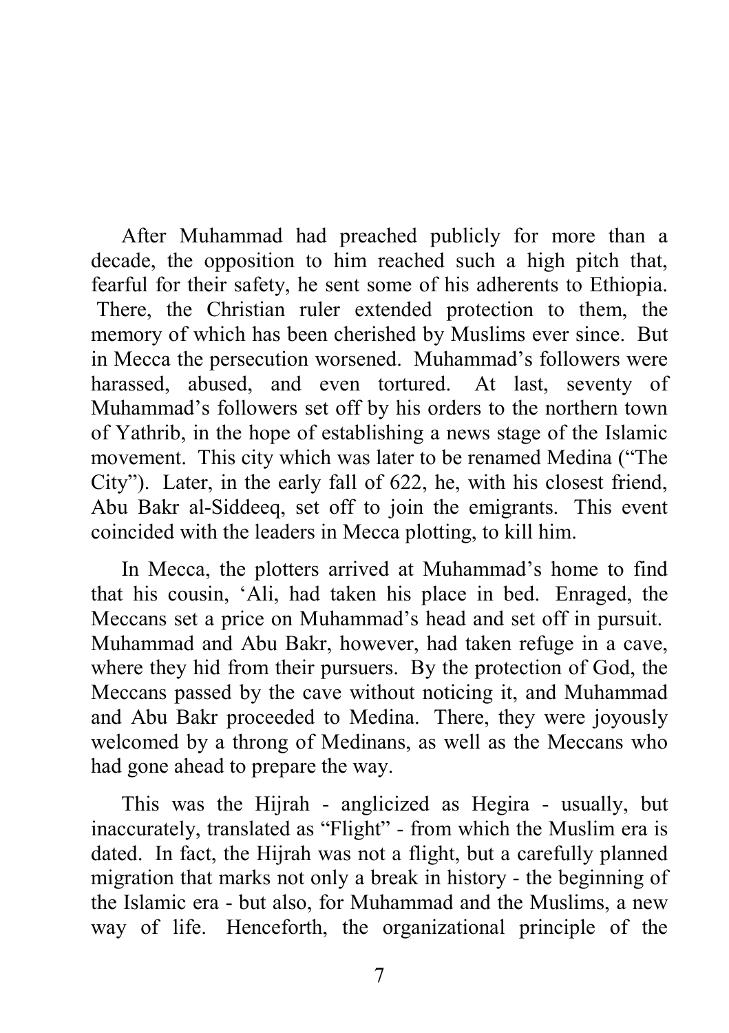After Muhammad had preached publicly for more than a decade, the opposition to him reached such a high pitch that, fearful for their safety, he sent some of his adherents to Ethiopia. There, the Christian ruler extended protection to them, the memory of which has been cherished by Muslims ever since. But in Mecca the persecution worsened. Muhammad's followers were harassed, abused, and even tortured. At last, seventy of Muhammad's followers set off by his orders to the northern town of Yathrib, in the hope of establishing a news stage of the Islamic movement. This city which was later to be renamed Medina ("The City"). Later, in the early fall of 622, he, with his closest friend, Abu Bakr al-Siddeeq, set off to join the emigrants. This event coincided with the leaders in Mecca plotting, to kill him.

In Mecca, the plotters arrived at Muhammad's home to find that his cousin, 'Ali, had taken his place in bed. Enraged, the Meccans set a price on Muhammad's head and set off in pursuit. Muhammad and Abu Bakr, however, had taken refuge in a cave, where they hid from their pursuers. By the protection of God, the Meccans passed by the cave without noticing it, and Muhammad and Abu Bakr proceeded to Medina. There, they were joyously welcomed by a throng of Medinans, as well as the Meccans who had gone ahead to prepare the way.

This was the Hijrah - anglicized as Hegira - usually, but inaccurately, translated as "Flight" - from which the Muslim era is dated. In fact, the Hijrah was not a flight, but a carefully planned migration that marks not only a break in history - the beginning of the Islamic era - but also, for Muhammad and the Muslims, a new way of life. Henceforth, the organizational principle of the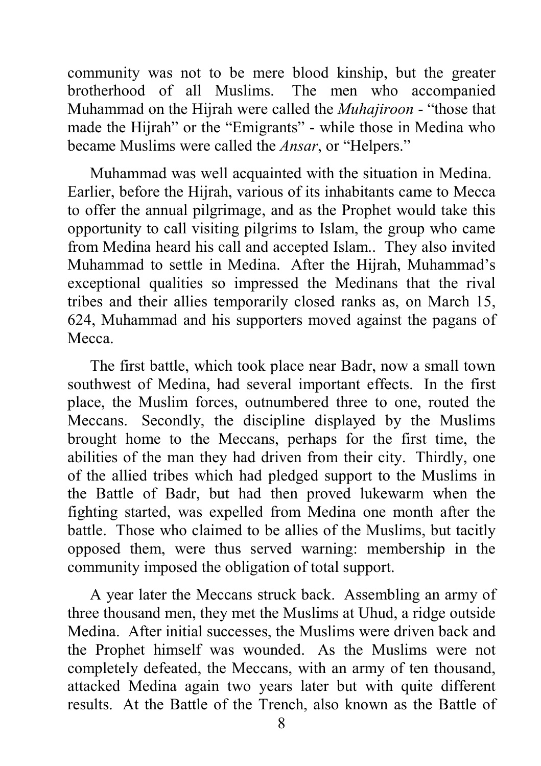community was not to be mere blood kinship, but the greater brotherhood of all Muslims. The men who accompanied Muhammad on the Hijrah were called the *Muhajiroon* - "those that made the Hijrah" or the "Emigrants" - while those in Medina who became Muslims were called the *Ansar*, or "Helpers."

Muhammad was well acquainted with the situation in Medina. Earlier, before the Hijrah, various of its inhabitants came to Mecca to offer the annual pilgrimage, and as the Prophet would take this opportunity to call visiting pilgrims to Islam, the group who came from Medina heard his call and accepted Islam.. They also invited Muhammad to settle in Medina. After the Hijrah, Muhammad's exceptional qualities so impressed the Medinans that the rival tribes and their allies temporarily closed ranks as, on March 15, 624, Muhammad and his supporters moved against the pagans of Mecca.

The first battle, which took place near Badr, now a small town southwest of Medina, had several important effects. In the first place, the Muslim forces, outnumbered three to one, routed the Meccans. Secondly, the discipline displayed by the Muslims brought home to the Meccans, perhaps for the first time, the abilities of the man they had driven from their city. Thirdly, one of the allied tribes which had pledged support to the Muslims in the Battle of Badr, but had then proved lukewarm when the fighting started, was expelled from Medina one month after the battle. Those who claimed to be allies of the Muslims, but tacitly opposed them, were thus served warning: membership in the community imposed the obligation of total support.

A year later the Meccans struck back. Assembling an army of three thousand men, they met the Muslims at Uhud, a ridge outside Medina. After initial successes, the Muslims were driven back and the Prophet himself was wounded. As the Muslims were not completely defeated, the Meccans, with an army of ten thousand, attacked Medina again two years later but with quite different results. At the Battle of the Trench, also known as the Battle of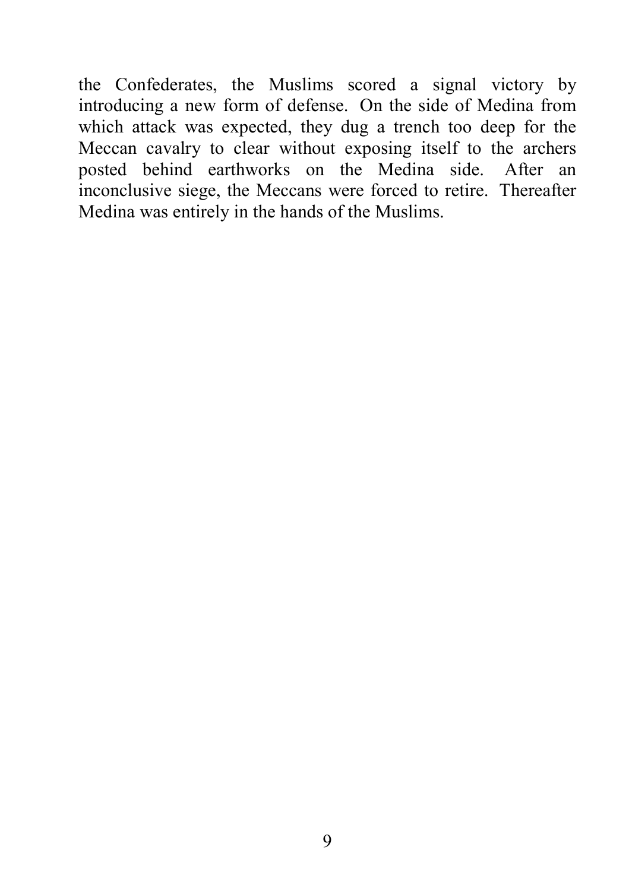the Confederates, the Muslims scored a signal victory by introducing a new form of defense. On the side of Medina from which attack was expected, they dug a trench too deep for the Meccan cavalry to clear without exposing itself to the archers posted behind earthworks on the Medina side. After an inconclusive siege, the Meccans were forced to retire. Thereafter Medina was entirely in the hands of the Muslims.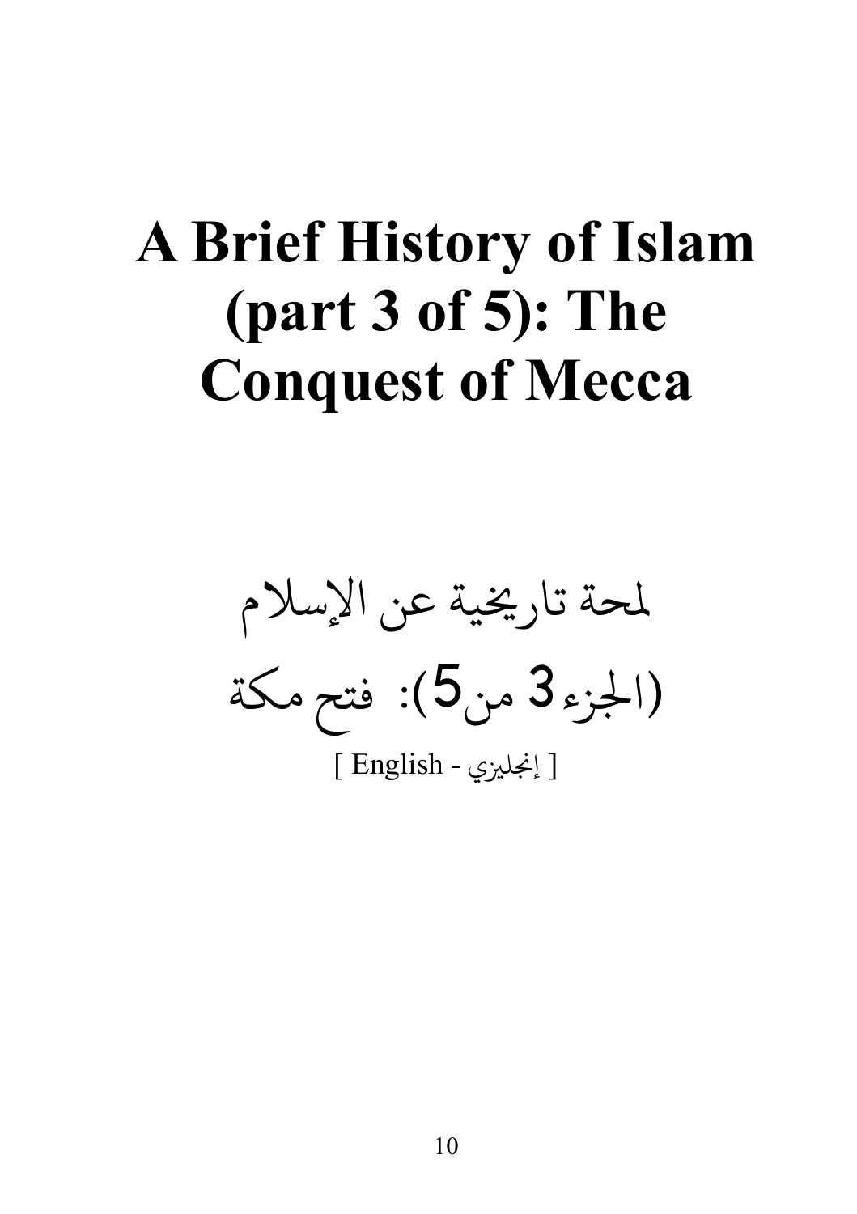# A Brief History of Islam (part 3 of 5): The Conquest of Mecca

## لمحة تاريخية عن الإسلام (الجزء 3 من 5): فتح مكة

[ English - إنجليزي ]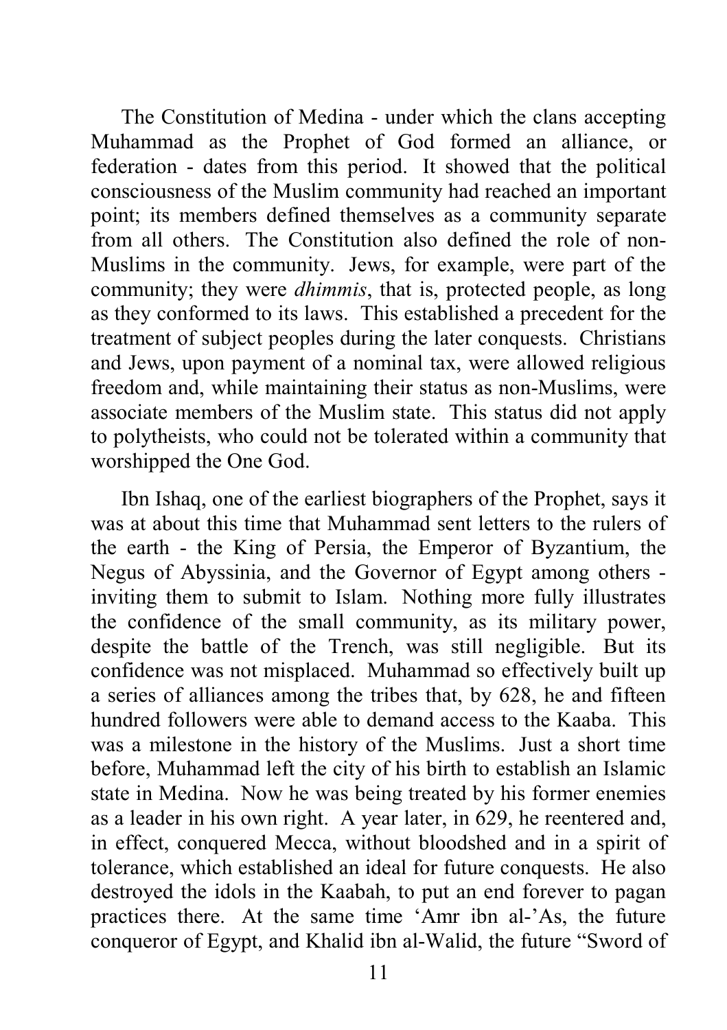The Constitution of Medina - under which the clans accepting Muhammad as the Prophet of God formed an alliance, or federation - dates from this period. It showed that the political consciousness of the Muslim community had reached an important point; its members defined themselves as a community separate from all others. The Constitution also defined the role of non-Muslims in the community. Jews, for example, were part of the community; they were *dhimmis*, that is, protected people, as long as they conformed to its laws. This established a precedent for the treatment of subject peoples during the later conquests. Christians and Jews, upon payment of a nominal tax, were allowed religious freedom and, while maintaining their status as non-Muslims, were associate members of the Muslim state. This status did not apply to polytheists, who could not be tolerated within a community that worshipped the One God.

Ibn Ishaq, one of the earliest biographers of the Prophet, says it was at about this time that Muhammad sent letters to the rulers of the earth - the King of Persia, the Emperor of Byzantium, the Negus of Abyssinia, and the Governor of Egypt among others - inviting them to submit to Islam. Nothing more fully illustrates the confidence of the small community, as its military power, despite the battle of the Trench, was still negligible. But its confidence was not misplaced. Muhammad so effectively built up a series of alliances among the tribes that, by 628, he and fifteen hundred followers were able to demand access to the Kaaba. This was a milestone in the history of the Muslims. Just a short time before, Muhammad left the city of his birth to establish an Islamic state in Medina. Now he was being treated by his former enemies as a leader in his own right. A year later, in 629, he reentered and, in effect, conquered Mecca, without bloodshed and in a spirit of tolerance, which established an ideal for future conquests. He also destroyed the idols in the Kaabah, to put an end forever to pagan practices there. At the same time 'Amr ibn al-'As, the future conqueror of Egypt, and Khalid ibn al-Walid, the future "Sword of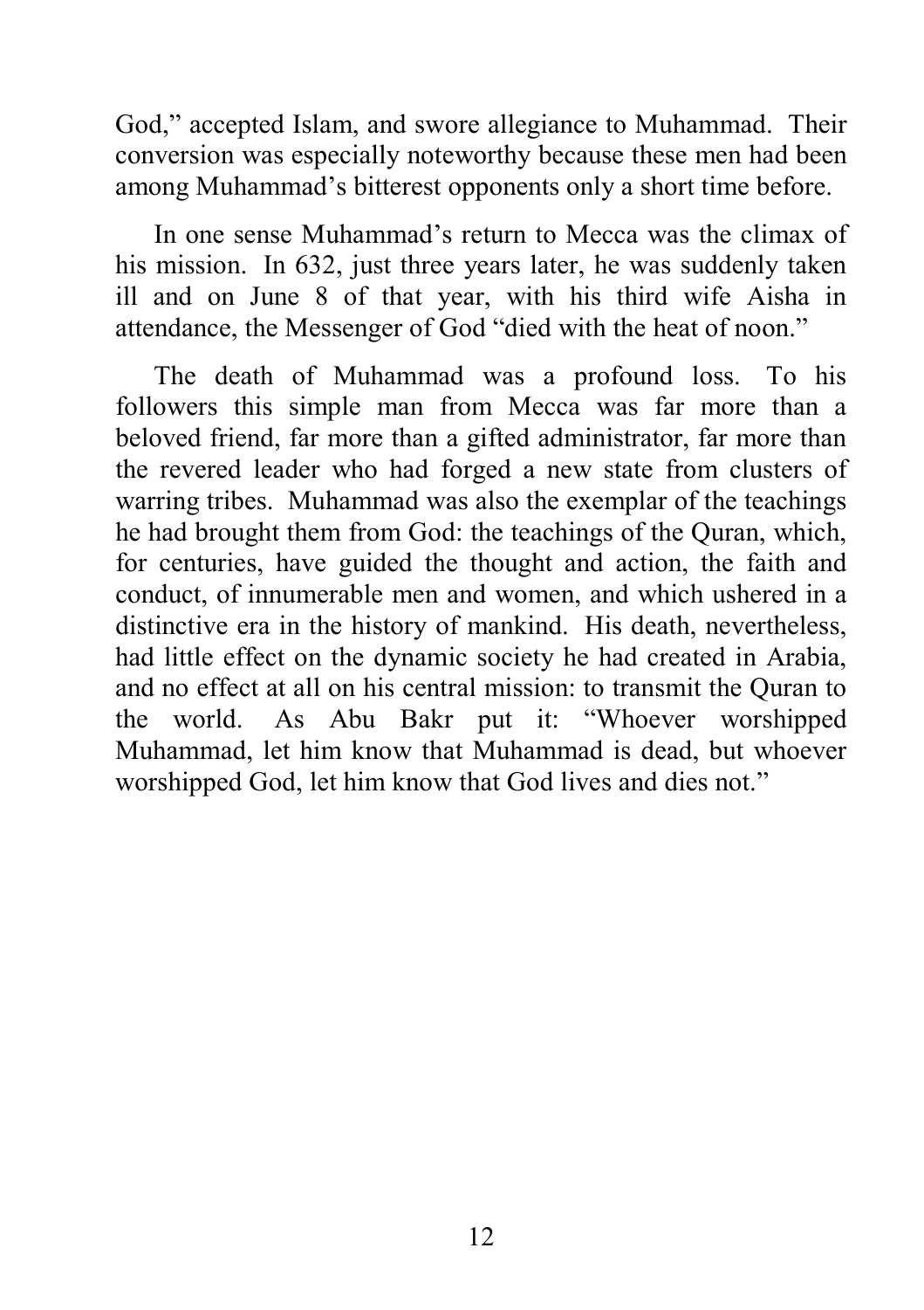God," accepted Islam, and swore allegiance to Muhammad. Their conversion was especially noteworthy because these men had been among Muhammad's bitterest opponents only a short time before.

In one sense Muhammad's return to Mecca was the climax of his mission. In 632, just three years later, he was suddenly taken ill and on June 8 of that year, with his third wife Aisha in attendance, the Messenger of God "died with the heat of noon."

The death of Muhammad was a profound loss. To his followers this simple man from Mecca was far more than a beloved friend, far more than a gifted administrator, far more than the revered leader who had forged a new state from clusters of warring tribes. Muhammad was also the exemplar of the teachings he had brought them from God: the teachings of the Quran, which, for centuries, have guided the thought and action, the faith and conduct, of innumerable men and women, and which ushered in a distinctive era in the history of mankind. His death, nevertheless, had little effect on the dynamic society he had created in Arabia, and no effect at all on his central mission: to transmit the Quran to the world. As Abu Bakr put it: "Whoever worshipped Muhammad, let him know that Muhammad is dead, but whoever worshipped God, let him know that God lives and dies not."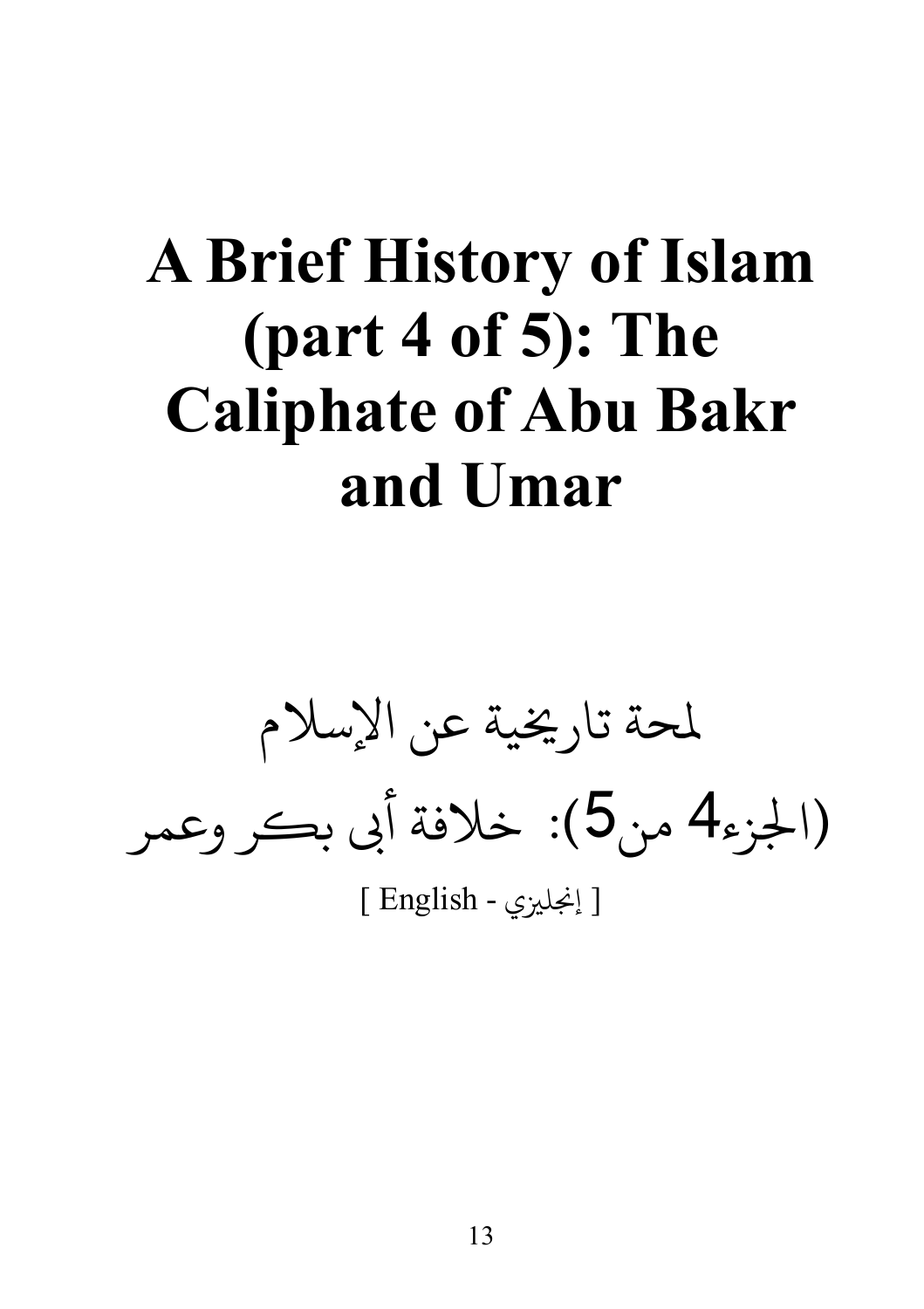# A Brief History of Islam (part 4 of 5): The Caliphate of Abu Bakr and Umar

لمحة تاريخية عن الإسلام

(الجزء4 من5): خلافة أبي بكر وعمر

[ English - إنجليزي ]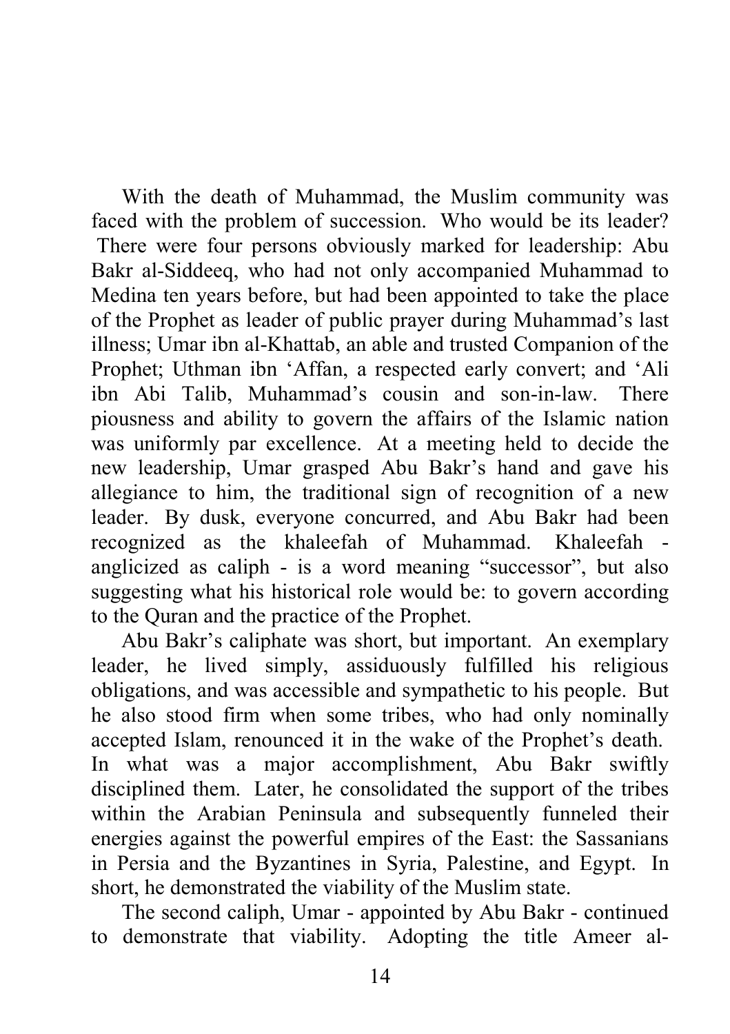With the death of Muhammad, the Muslim community was faced with the problem of succession. Who would be its leader? There were four persons obviously marked for leadership: Abu Bakr al-Siddeeq, who had not only accompanied Muhammad to Medina ten years before, but had been appointed to take the place of the Prophet as leader of public prayer during Muhammad's last illness; Umar ibn al-Khattab, an able and trusted Companion of the Prophet; Uthman ibn 'Affan, a respected early convert; and 'Ali ibn Abi Talib, Muhammad's cousin and son-in-law. There piousness and ability to govern the affairs of the Islamic nation was uniformly par excellence. At a meeting held to decide the new leadership, Umar grasped Abu Bakr's hand and gave his allegiance to him, the traditional sign of recognition of a new leader. By dusk, everyone concurred, and Abu Bakr had been recognized as the khaleefah of Muhammad. Khaleefah - anglicized as caliph - is a word meaning "successor", but also suggesting what his historical role would be: to govern according to the Quran and the practice of the Prophet.

Abu Bakr's caliphate was short, but important. An exemplary leader, he lived simply, assiduously fulfilled his religious obligations, and was accessible and sympathetic to his people. But he also stood firm when some tribes, who had only nominally accepted Islam, renounced it in the wake of the Prophet's death. In what was a major accomplishment, Abu Bakr swiftly disciplined them. Later, he consolidated the support of the tribes within the Arabian Peninsula and subsequently funneled their energies against the powerful empires of the East: the Sassanians in Persia and the Byzantines in Syria, Palestine, and Egypt. In short, he demonstrated the viability of the Muslim state.

The second caliph, Umar - appointed by Abu Bakr - continued to demonstrate that viability. Adopting the title Ameer al-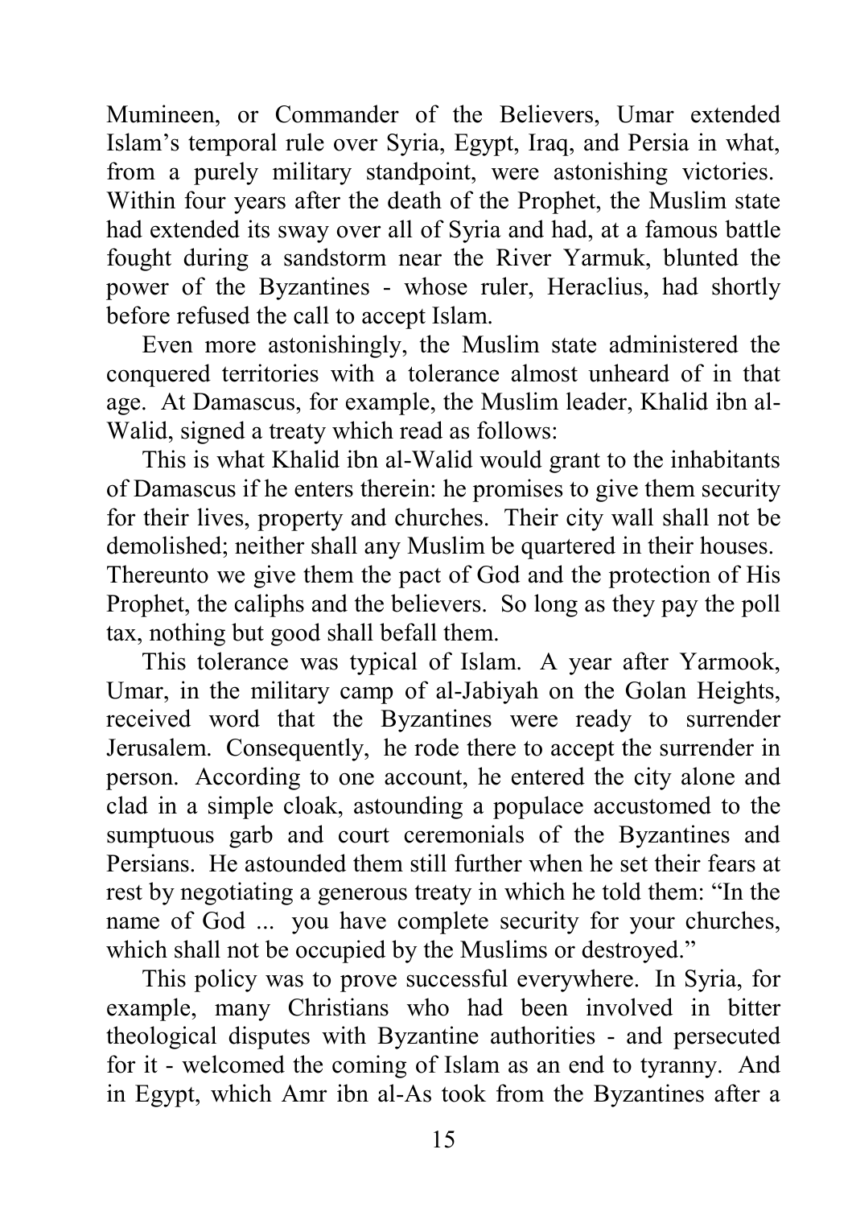Mumineen, or Commander of the Believers, Umar extended Islam's temporal rule over Syria, Egypt, Iraq, and Persia in what, from a purely military standpoint, were astonishing victories. Within four years after the death of the Prophet, the Muslim state had extended its sway over all of Syria and had, at a famous battle fought during a sandstorm near the River Yarmuk, blunted the power of the Byzantines - whose ruler, Heraclius, had shortly before refused the call to accept Islam.

Even more astonishingly, the Muslim state administered the conquered territories with a tolerance almost unheard of in that age. At Damascus, for example, the Muslim leader, Khalid ibn al-Walid, signed a treaty which read as follows:

This is what Khalid ibn al-Walid would grant to the inhabitants of Damascus if he enters therein: he promises to give them security for their lives, property and churches. Their city wall shall not be demolished; neither shall any Muslim be quartered in their houses. Thereunto we give them the pact of God and the protection of His Prophet, the caliphs and the believers. So long as they pay the poll tax, nothing but good shall befall them.

This tolerance was typical of Islam. A year after Yarmook, Umar, in the military camp of al-Jabiyah on the Golan Heights, received word that the Byzantines were ready to surrender Jerusalem. Consequently, he rode there to accept the surrender in person. According to one account, he entered the city alone and clad in a simple cloak, astounding a populace accustomed to the sumptuous garb and court ceremonials of the Byzantines and Persians. He astounded them still further when he set their fears at rest by negotiating a generous treaty in which he told them: "In the name of God ... you have complete security for your churches, which shall not be occupied by the Muslims or destroyed."

This policy was to prove successful everywhere. In Syria, for example, many Christians who had been involved in bitter theological disputes with Byzantine authorities - and persecuted for it - welcomed the coming of Islam as an end to tyranny. And in Egypt, which Amr ibn al-As took from the Byzantines after a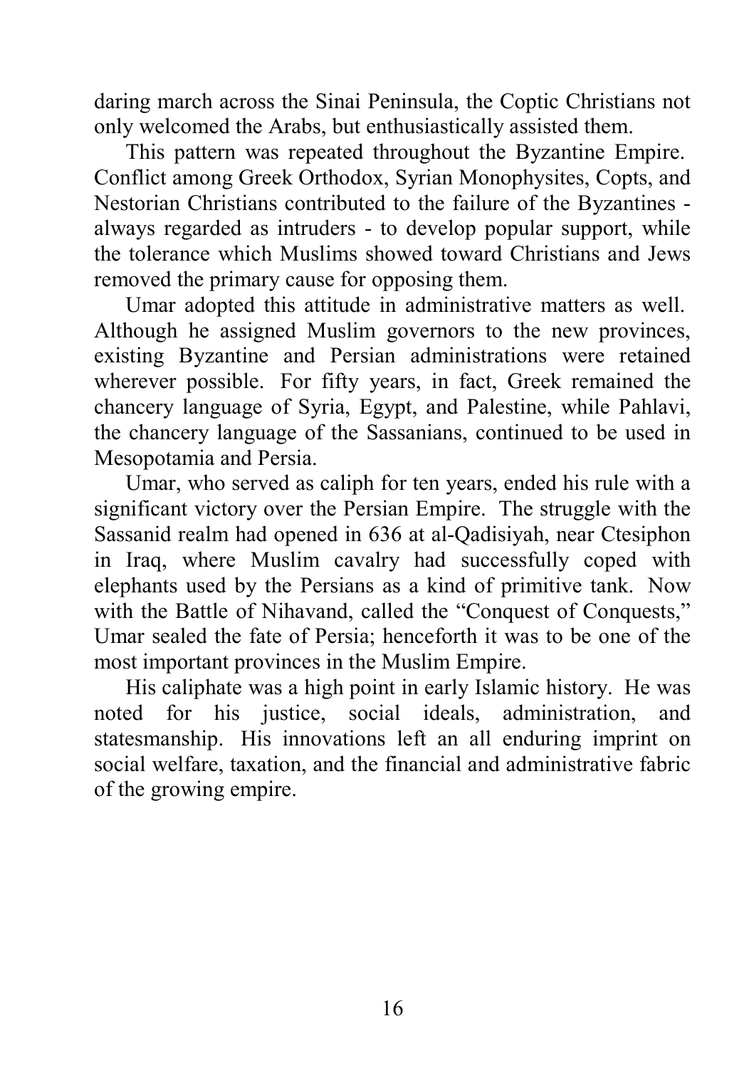daring march across the Sinai Peninsula, the Coptic Christians not only welcomed the Arabs, but enthusiastically assisted them.

This pattern was repeated throughout the Byzantine Empire. Conflict among Greek Orthodox, Syrian Monophysites, Copts, and Nestorian Christians contributed to the failure of the Byzantines - always regarded as intruders - to develop popular support, while the tolerance which Muslims showed toward Christians and Jews removed the primary cause for opposing them.

Umar adopted this attitude in administrative matters as well. Although he assigned Muslim governors to the new provinces, existing Byzantine and Persian administrations were retained wherever possible. For fifty years, in fact, Greek remained the chancery language of Syria, Egypt, and Palestine, while Pahlavi, the chancery language of the Sassanians, continued to be used in Mesopotamia and Persia.

Umar, who served as caliph for ten years, ended his rule with a significant victory over the Persian Empire. The struggle with the Sassanid realm had opened in 636 at al-Qadisiyah, near Ctesiphon in Iraq, where Muslim cavalry had successfully coped with elephants used by the Persians as a kind of primitive tank. Now with the Battle of Nihavand, called the "Conquest of Conquests," Umar sealed the fate of Persia; henceforth it was to be one of the most important provinces in the Muslim Empire.

His caliphate was a high point in early Islamic history. He was noted for his justice, social ideals, administration, and statesmanship. His innovations left an all enduring imprint on social welfare, taxation, and the financial and administrative fabric of the growing empire.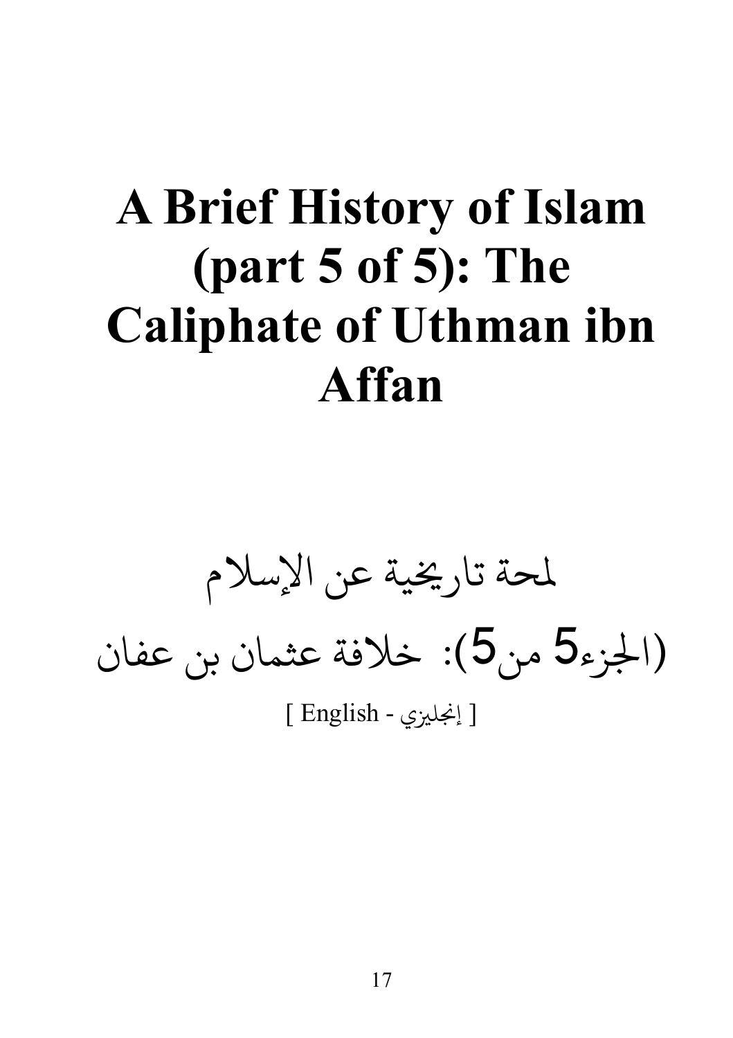# A Brief History of Islam (part 5 of 5): The Caliphate of Uthman ibn Affan

لمحة تاريخية عن الإسلام

(الجزء5 من5): خلافة عثمان بن عفان

[ English - إنجليزي ]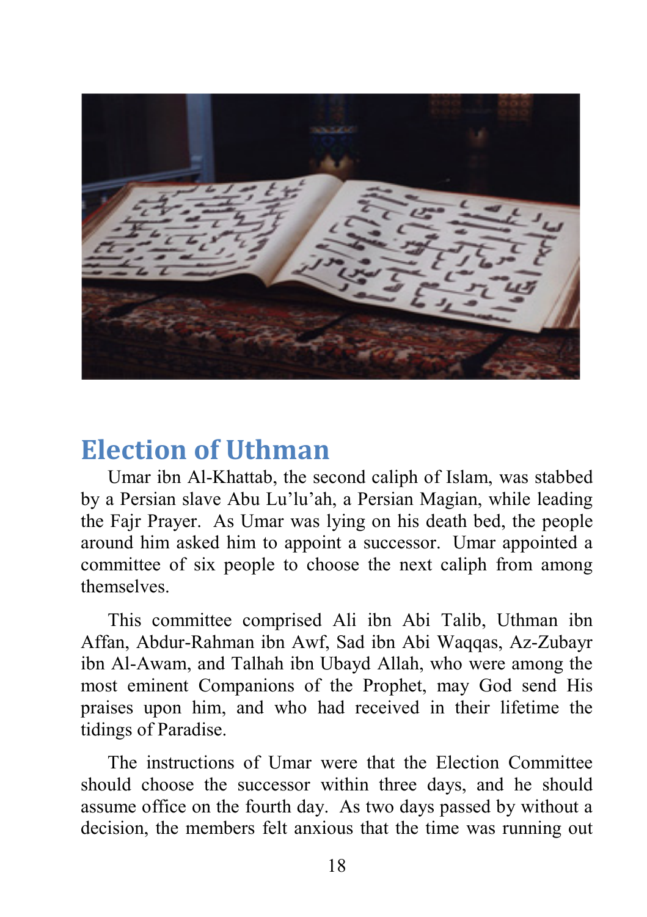## Election of Uthman

Umar ibn Al-Khattab, the second caliph of Islam, was stabbed by a Persian slave Abu Lu'lu'ah, a Persian Magian, while leading the Fajr Prayer. As Umar was lying on his death bed, the people around him asked him to appoint a successor. Umar appointed a committee of six people to choose the next caliph from among themselves.

This committee comprised Ali ibn Abi Talib, Uthman ibn Affan, Abdur-Rahman ibn Awf, Sad ibn Abi Waqqas, Az-Zubayr ibn Al-Awam, and Talhah ibn Ubayd Allah, who were among the most eminent Companions of the Prophet, may God send His praises upon him, and who had received in their lifetime the tidings of Paradise.

The instructions of Umar were that the Election Committee should choose the successor within three days, and he should assume office on the fourth day. As two days passed by without a decision, the members felt anxious that the time was running out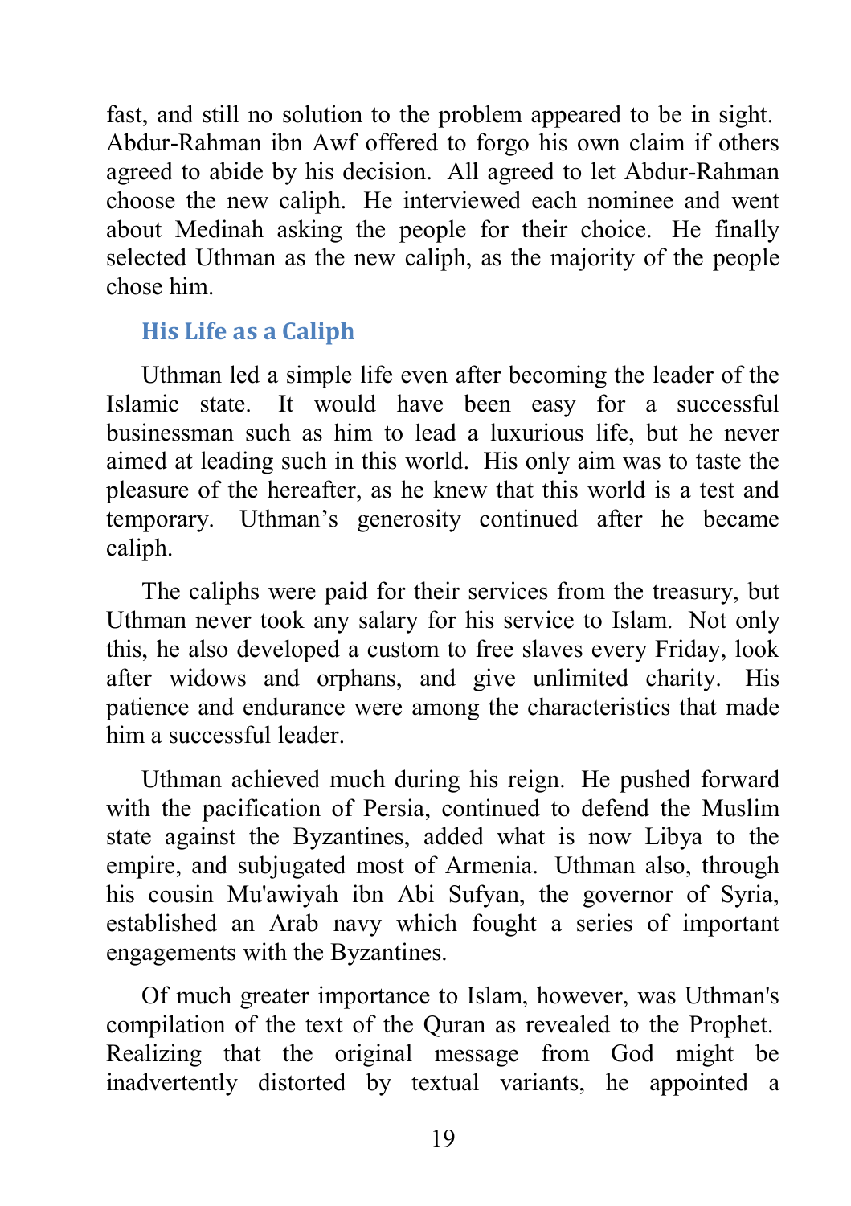fast, and still no solution to the problem appeared to be in sight. Abdur-Rahman ibn Awf offered to forgo his own claim if others agreed to abide by his decision. All agreed to let Abdur-Rahman choose the new caliph. He interviewed each nominee and went about Medinah asking the people for their choice. He finally selected Uthman as the new caliph, as the majority of the people chose him.

## His Life as a Caliph

Uthman led a simple life even after becoming the leader of the Islamic state. It would have been easy for a successful businessman such as him to lead a luxurious life, but he never aimed at leading such in this world. His only aim was to taste the pleasure of the hereafter, as he knew that this world is a test and temporary. Uthman's generosity continued after he became caliph.

The caliphs were paid for their services from the treasury, but Uthman never took any salary for his service to Islam. Not only this, he also developed a custom to free slaves every Friday, look after widows and orphans, and give unlimited charity. His patience and endurance were among the characteristics that made him a successful leader.

Uthman achieved much during his reign. He pushed forward with the pacification of Persia, continued to defend the Muslim state against the Byzantines, added what is now Libya to the empire, and subjugated most of Armenia. Uthman also, through his cousin Mu'awiyah ibn Abi Sufyan, the governor of Syria, established an Arab navy which fought a series of important engagements with the Byzantines.

Of much greater importance to Islam, however, was Uthman's compilation of the text of the Quran as revealed to the Prophet. Realizing that the original message from God might be inadvertently distorted by textual variants, he appointed a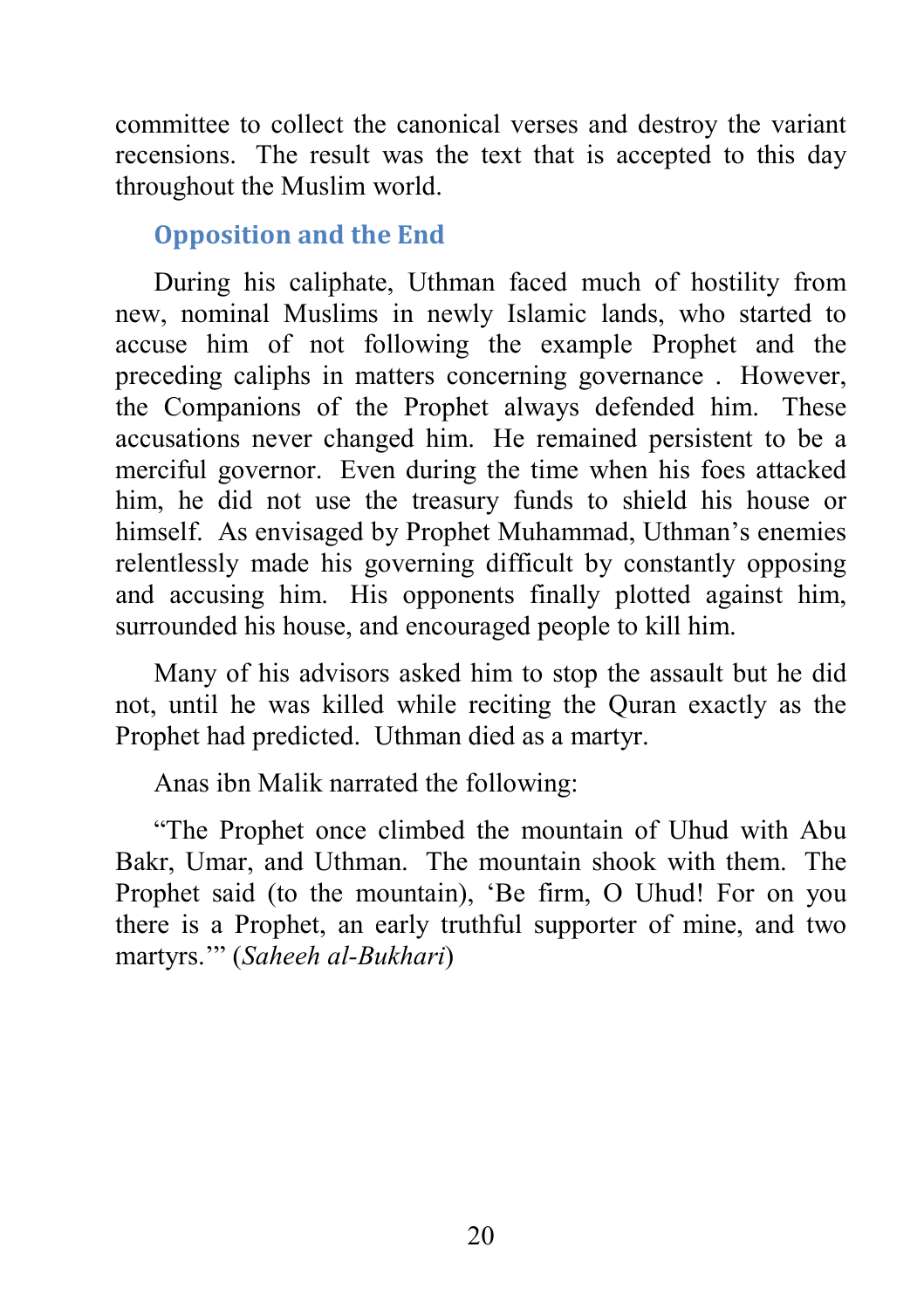committee to collect the canonical verses and destroy the variant recensions. The result was the text that is accepted to this day throughout the Muslim world.

## Opposition and the End

During his caliphate, Uthman faced much of hostility from new, nominal Muslims in newly Islamic lands, who started to accuse him of not following the example Prophet and the preceding caliphs in matters concerning governance . However, the Companions of the Prophet always defended him. These accusations never changed him. He remained persistent to be a merciful governor. Even during the time when his foes attacked him, he did not use the treasury funds to shield his house or himself. As envisaged by Prophet Muhammad, Uthman's enemies relentlessly made his governing difficult by constantly opposing and accusing him. His opponents finally plotted against him, surrounded his house, and encouraged people to kill him.

Many of his advisors asked him to stop the assault but he did not, until he was killed while reciting the Quran exactly as the Prophet had predicted. Uthman died as a martyr.

Anas ibn Malik narrated the following:

"The Prophet once climbed the mountain of Uhud with Abu Bakr, Umar, and Uthman. The mountain shook with them. The Prophet said (to the mountain), 'Be firm, O Uhud! For on you there is a Prophet, an early truthful supporter of mine, and two martyrs.'" (*Saheeh al-Bukhari*)